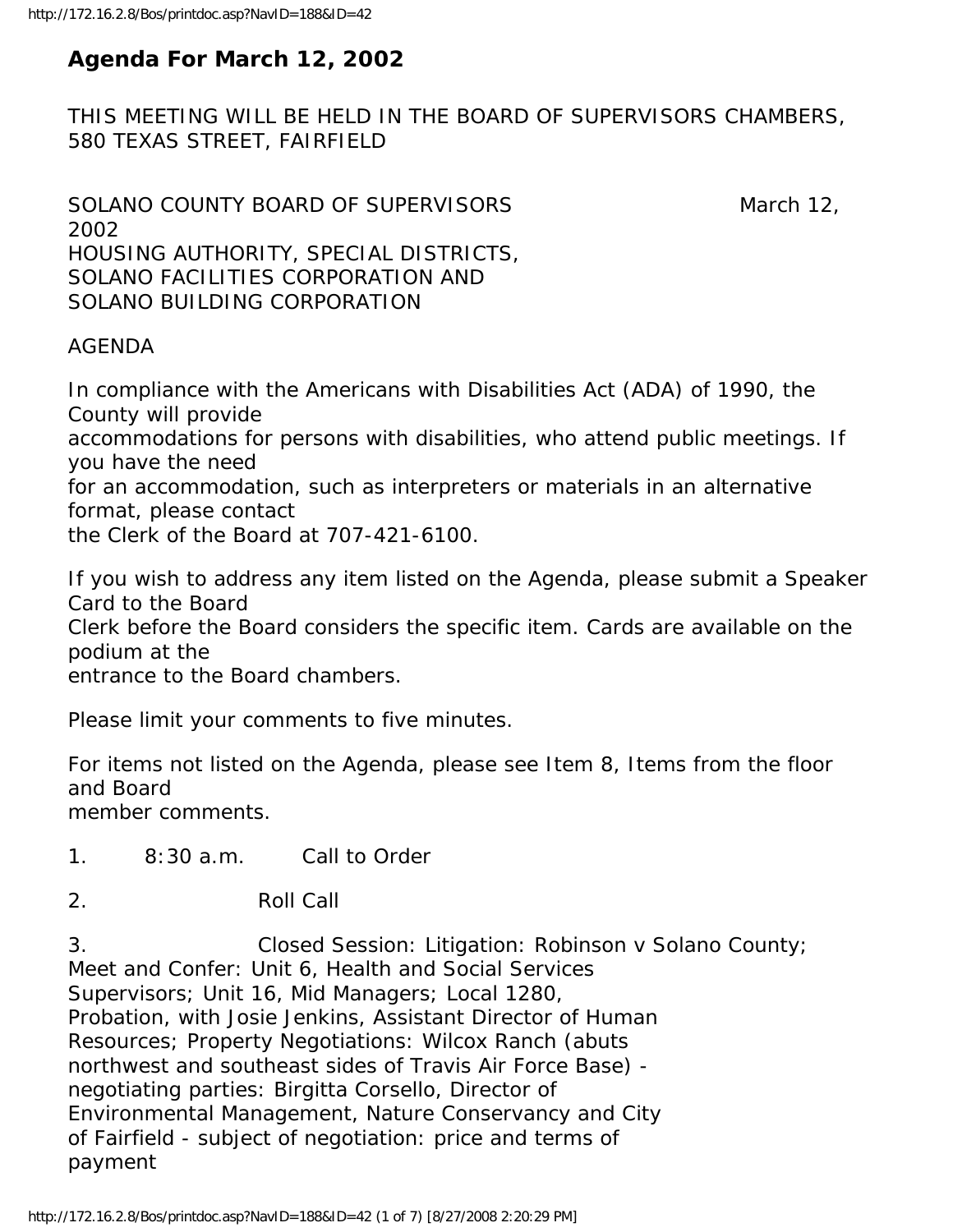# Agenda For March 12, 2002

THIS MEETING WILL BE HELD IN THE BOARD OF SUPERVISORS CHAMBERS, 580 TEXAS STREET, FAIRFIELD

SOLANO COUNTY BOARD OF SUPERVISORS March 12, 2002
HOUSING AUTHORITY, SPECIAL DISTRICTS,
SOLANO FACILITIES CORPORATION AND
SOLANO BUILDING CORPORATION

AGENDA

In compliance with the Americans with Disabilities Act (ADA) of 1990, the County will provide accommodations for persons with disabilities, who attend public meetings. If you have the need for an accommodation, such as interpreters or materials in an alternative format, please contact the Clerk of the Board at 707-421-6100.

If you wish to address any item listed on the Agenda, please submit a Speaker Card to the Board Clerk before the Board considers the specific item. Cards are available on the podium at the entrance to the Board chambers.

Please limit your comments to five minutes.

For items not listed on the Agenda, please see Item 8, Items from the floor and Board member comments.

1. 8:30 a.m. Call to Order

2. Roll Call

3. Closed Session: Litigation: Robinson v Solano County; Meet and Confer: Unit 6, Health and Social Services Supervisors; Unit 16, Mid Managers; Local 1280, Probation, with Josie Jenkins, Assistant Director of Human Resources; Property Negotiations: Wilcox Ranch (abuts northwest and southeast sides of Travis Air Force Base) - negotiating parties: Birgitta Corsello, Director of Environmental Management, Nature Conservancy and City of Fairfield - subject of negotiation: price and terms of payment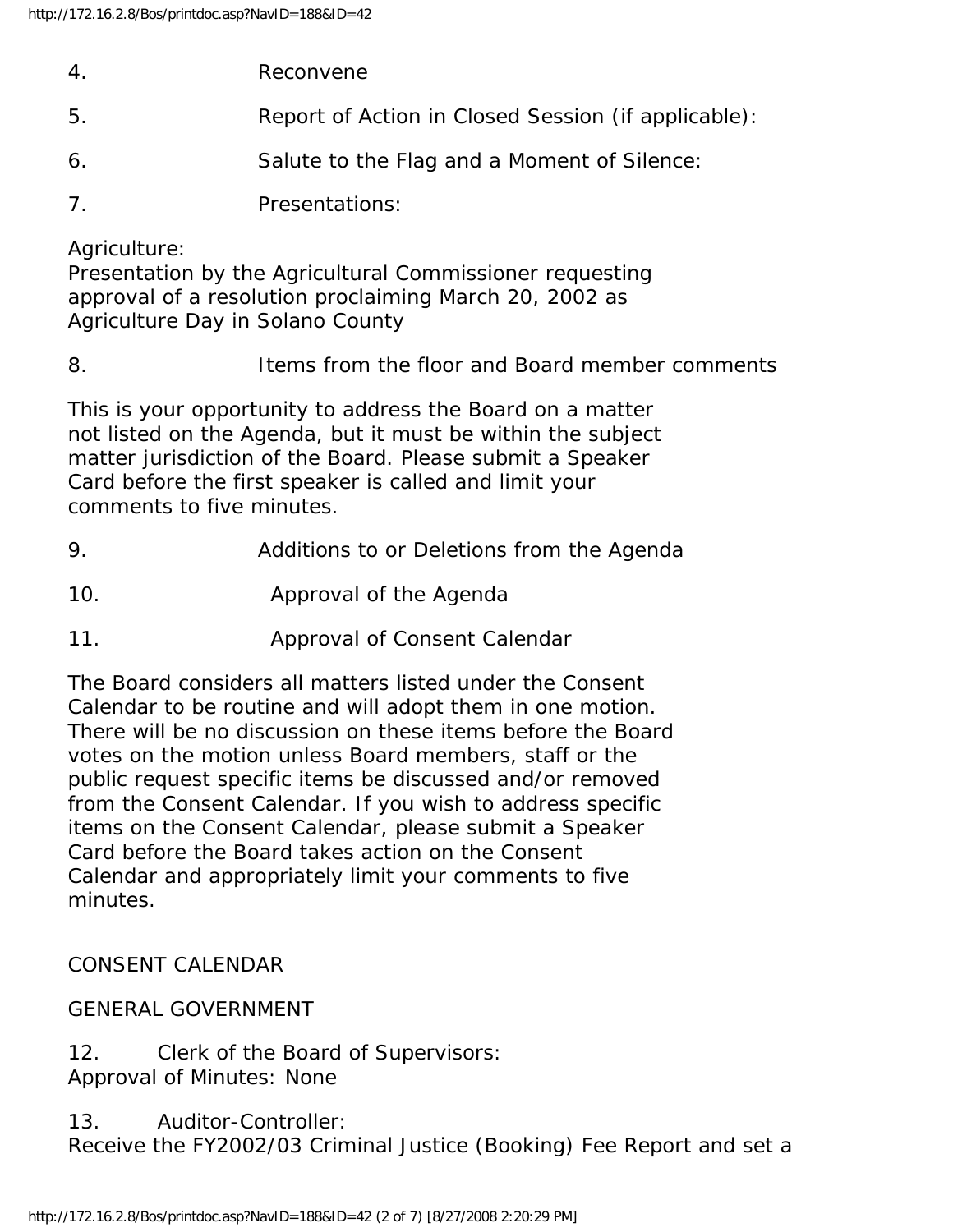4. Reconvene

5. Report of Action in Closed Session (if applicable):

6. Salute to the Flag and a Moment of Silence:

7. Presentations:

Agriculture:
Presentation by the Agricultural Commissioner requesting approval of a resolution proclaiming March 20, 2002 as Agriculture Day in Solano County

8. Items from the floor and Board member comments

This is your opportunity to address the Board on a matter not listed on the Agenda, but it must be within the subject matter jurisdiction of the Board. Please submit a Speaker Card before the first speaker is called and limit your comments to five minutes.

9. Additions to or Deletions from the Agenda

10. Approval of the Agenda

11. Approval of Consent Calendar

The Board considers all matters listed under the Consent Calendar to be routine and will adopt them in one motion. There will be no discussion on these items before the Board votes on the motion unless Board members, staff or the public request specific items be discussed and/or removed from the Consent Calendar. If you wish to address specific items on the Consent Calendar, please submit a Speaker Card before the Board takes action on the Consent Calendar and appropriately limit your comments to five minutes.

CONSENT CALENDAR

GENERAL GOVERNMENT

12. Clerk of the Board of Supervisors:
Approval of Minutes: None

13. Auditor-Controller:
Receive the FY2002/03 Criminal Justice (Booking) Fee Report and set a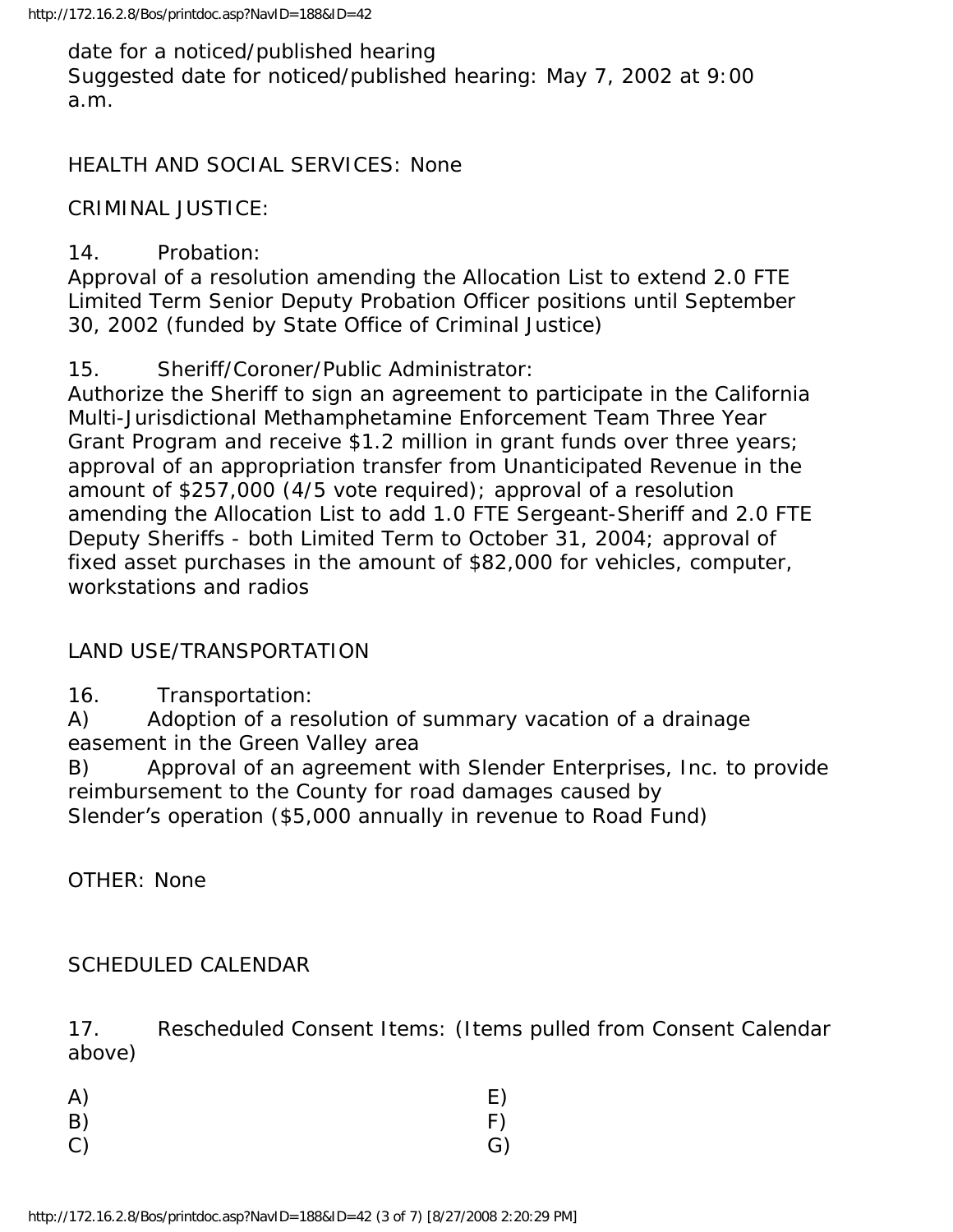date for a noticed/published hearing
Suggested date for noticed/published hearing: May 7, 2002 at 9:00 a.m.

HEALTH AND SOCIAL SERVICES: None

CRIMINAL JUSTICE:

14. Probation:
Approval of a resolution amending the Allocation List to extend 2.0 FTE Limited Term Senior Deputy Probation Officer positions until September 30, 2002 (funded by State Office of Criminal Justice)

15. Sheriff/Coroner/Public Administrator:
Authorize the Sheriff to sign an agreement to participate in the California Multi-Jurisdictional Methamphetamine Enforcement Team Three Year Grant Program and receive $1.2 million in grant funds over three years; approval of an appropriation transfer from Unanticipated Revenue in the amount of $257,000 (4/5 vote required); approval of a resolution amending the Allocation List to add 1.0 FTE Sergeant-Sheriff and 2.0 FTE Deputy Sheriffs - both Limited Term to October 31, 2004; approval of fixed asset purchases in the amount of $82,000 for vehicles, computer, workstations and radios

LAND USE/TRANSPORTATION

16. Transportation:
A) Adoption of a resolution of summary vacation of a drainage easement in the Green Valley area
B) Approval of an agreement with Slender Enterprises, Inc. to provide reimbursement to the County for road damages caused by Slender's operation ($5,000 annually in revenue to Road Fund)

OTHER: None

SCHEDULED CALENDAR

17. Rescheduled Consent Items: (Items pulled from Consent Calendar above)

A)
B)
C)
E)
F)
G)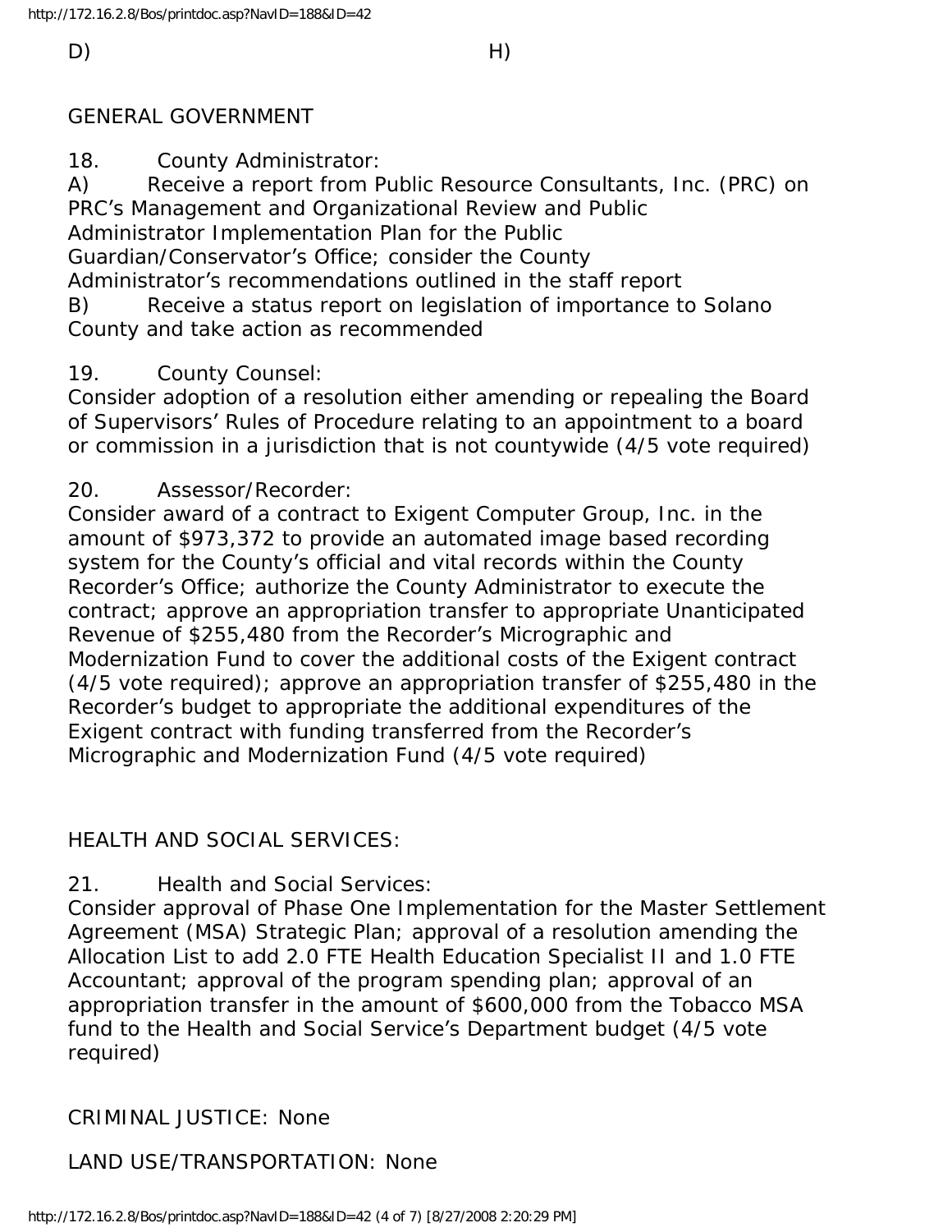D) H)

GENERAL GOVERNMENT

18. County Administrator:
A) Receive a report from Public Resource Consultants, Inc. (PRC) on PRC's Management and Organizational Review and Public Administrator Implementation Plan for the Public Guardian/Conservator's Office; consider the County Administrator's recommendations outlined in the staff report
B) Receive a status report on legislation of importance to Solano County and take action as recommended

19. County Counsel:
Consider adoption of a resolution either amending or repealing the Board of Supervisors' Rules of Procedure relating to an appointment to a board or commission in a jurisdiction that is not countywide (4/5 vote required)

20. Assessor/Recorder:
Consider award of a contract to Exigent Computer Group, Inc. in the amount of $973,372 to provide an automated image based recording system for the County's official and vital records within the County Recorder's Office; authorize the County Administrator to execute the contract; approve an appropriation transfer to appropriate Unanticipated Revenue of $255,480 from the Recorder's Micrographic and Modernization Fund to cover the additional costs of the Exigent contract (4/5 vote required); approve an appropriation transfer of $255,480 in the Recorder's budget to appropriate the additional expenditures of the Exigent contract with funding transferred from the Recorder's Micrographic and Modernization Fund (4/5 vote required)

HEALTH AND SOCIAL SERVICES:

21. Health and Social Services:
Consider approval of Phase One Implementation for the Master Settlement Agreement (MSA) Strategic Plan; approval of a resolution amending the Allocation List to add 2.0 FTE Health Education Specialist II and 1.0 FTE Accountant; approval of the program spending plan; approval of an appropriation transfer in the amount of $600,000 from the Tobacco MSA fund to the Health and Social Service's Department budget (4/5 vote required)

CRIMINAL JUSTICE: None

LAND USE/TRANSPORTATION: None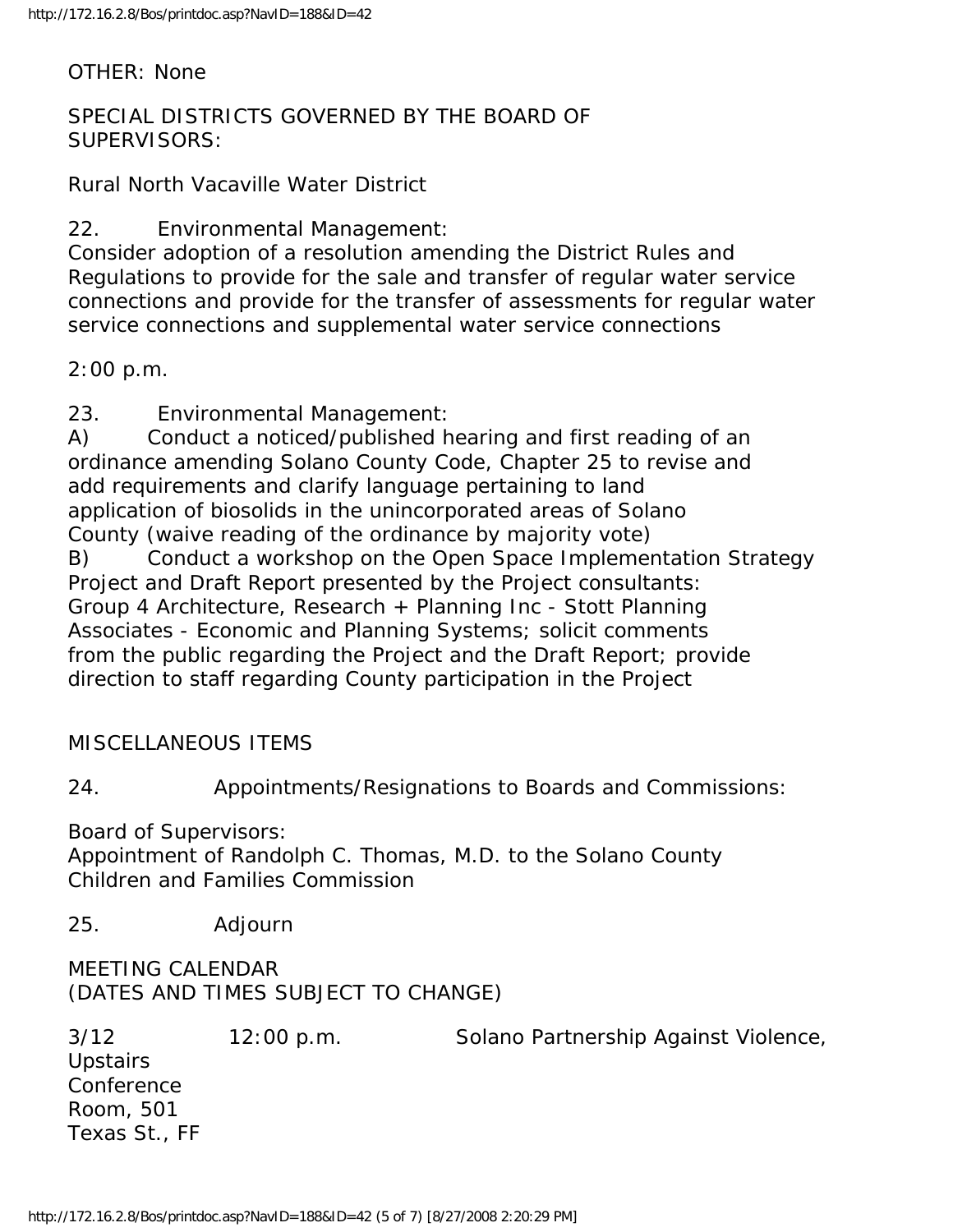OTHER: None

SPECIAL DISTRICTS GOVERNED BY THE BOARD OF SUPERVISORS:

Rural North Vacaville Water District

22. Environmental Management:
Consider adoption of a resolution amending the District Rules and Regulations to provide for the sale and transfer of regular water service connections and provide for the transfer of assessments for regular water service connections and supplemental water service connections

2:00 p.m.

23. Environmental Management:
A) Conduct a noticed/published hearing and first reading of an ordinance amending Solano County Code, Chapter 25 to revise and add requirements and clarify language pertaining to land application of biosolids in the unincorporated areas of Solano County (waive reading of the ordinance by majority vote)
B) Conduct a workshop on the Open Space Implementation Strategy Project and Draft Report presented by the Project consultants: Group 4 Architecture, Research + Planning Inc - Stott Planning Associates - Economic and Planning Systems; solicit comments from the public regarding the Project and the Draft Report; provide direction to staff regarding County participation in the Project

MISCELLANEOUS ITEMS

24. Appointments/Resignations to Boards and Commissions:

Board of Supervisors:
Appointment of Randolph C. Thomas, M.D. to the Solano County Children and Families Commission

25. Adjourn

MEETING CALENDAR
(DATES AND TIMES SUBJECT TO CHANGE)

| | | |
|---|---|---|
| 3/12 | 12:00 p.m. | Solano Partnership Against Violence, Upstairs Conference Room, 501 Texas St., FF |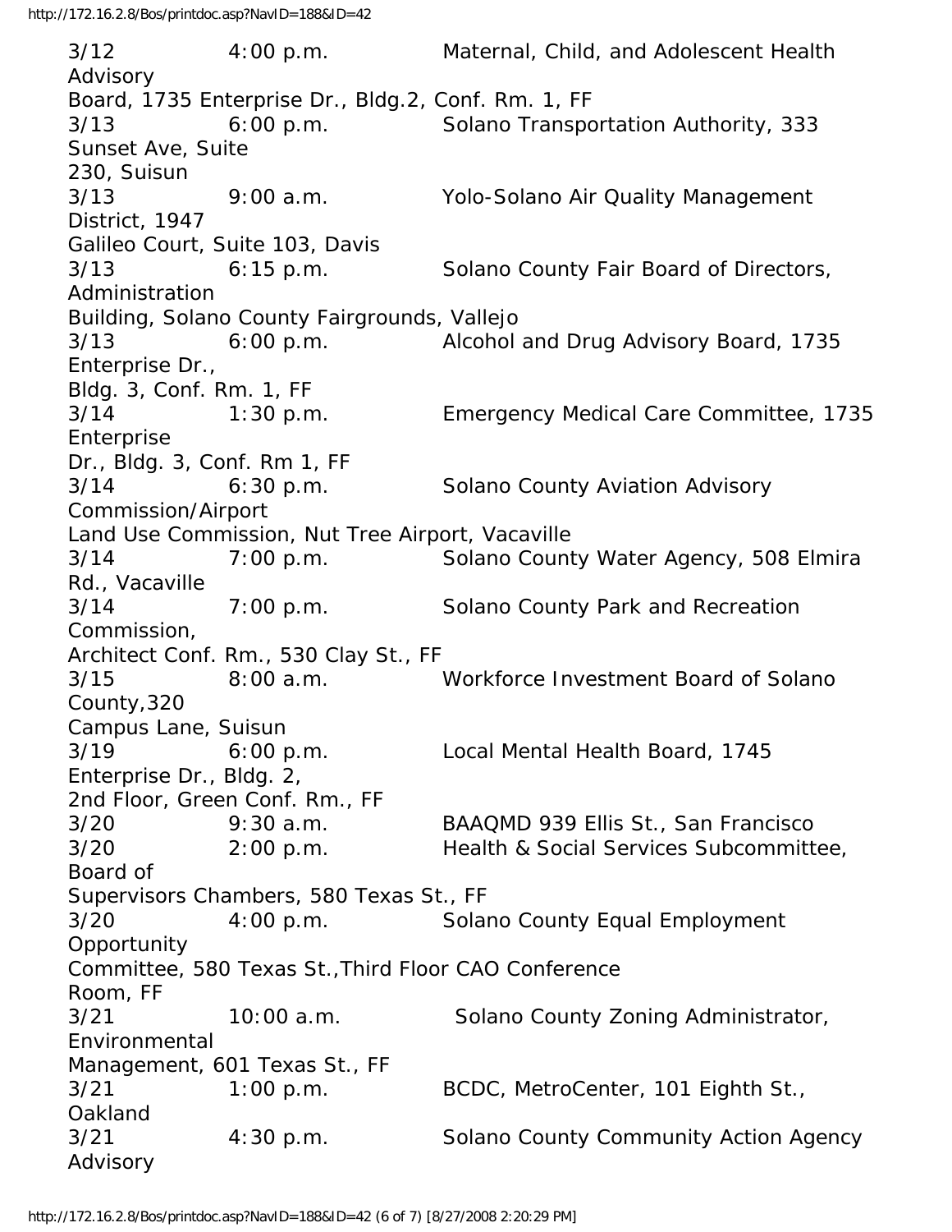3/12 4:00 p.m. Maternal, Child, and Adolescent Health Advisory Board, 1735 Enterprise Dr., Bldg.2, Conf. Rm. 1, FF

3/13 6:00 p.m. Solano Transportation Authority, 333 Sunset Ave, Suite 230, Suisun

3/13 9:00 a.m. Yolo-Solano Air Quality Management District, 1947 Galileo Court, Suite 103, Davis

3/13 6:15 p.m. Solano County Fair Board of Directors, Administration Building, Solano County Fairgrounds, Vallejo

3/13 6:00 p.m. Alcohol and Drug Advisory Board, 1735 Enterprise Dr., Bldg. 3, Conf. Rm. 1, FF

3/14 1:30 p.m. Emergency Medical Care Committee, 1735 Enterprise Dr., Bldg. 3, Conf. Rm 1, FF

3/14 6:30 p.m. Solano County Aviation Advisory Commission/Airport Land Use Commission, Nut Tree Airport, Vacaville

3/14 7:00 p.m. Solano County Water Agency, 508 Elmira Rd., Vacaville

3/14 7:00 p.m. Solano County Park and Recreation Commission, Architect Conf. Rm., 530 Clay St., FF

3/15 8:00 a.m. Workforce Investment Board of Solano County,320 Campus Lane, Suisun

3/19 6:00 p.m. Local Mental Health Board, 1745 Enterprise Dr., Bldg. 2, 2nd Floor, Green Conf. Rm., FF

3/20 9:30 a.m. BAAQMD 939 Ellis St., San Francisco

3/20 2:00 p.m. Health & Social Services Subcommittee, Board of Supervisors Chambers, 580 Texas St., FF

3/20 4:00 p.m. Solano County Equal Employment Opportunity Committee, 580 Texas St.,Third Floor CAO Conference Room, FF

3/21 10:00 a.m. Solano County Zoning Administrator, Environmental Management, 601 Texas St., FF

3/21 1:00 p.m. BCDC, MetroCenter, 101 Eighth St., Oakland

3/21 4:30 p.m. Solano County Community Action Agency Advisory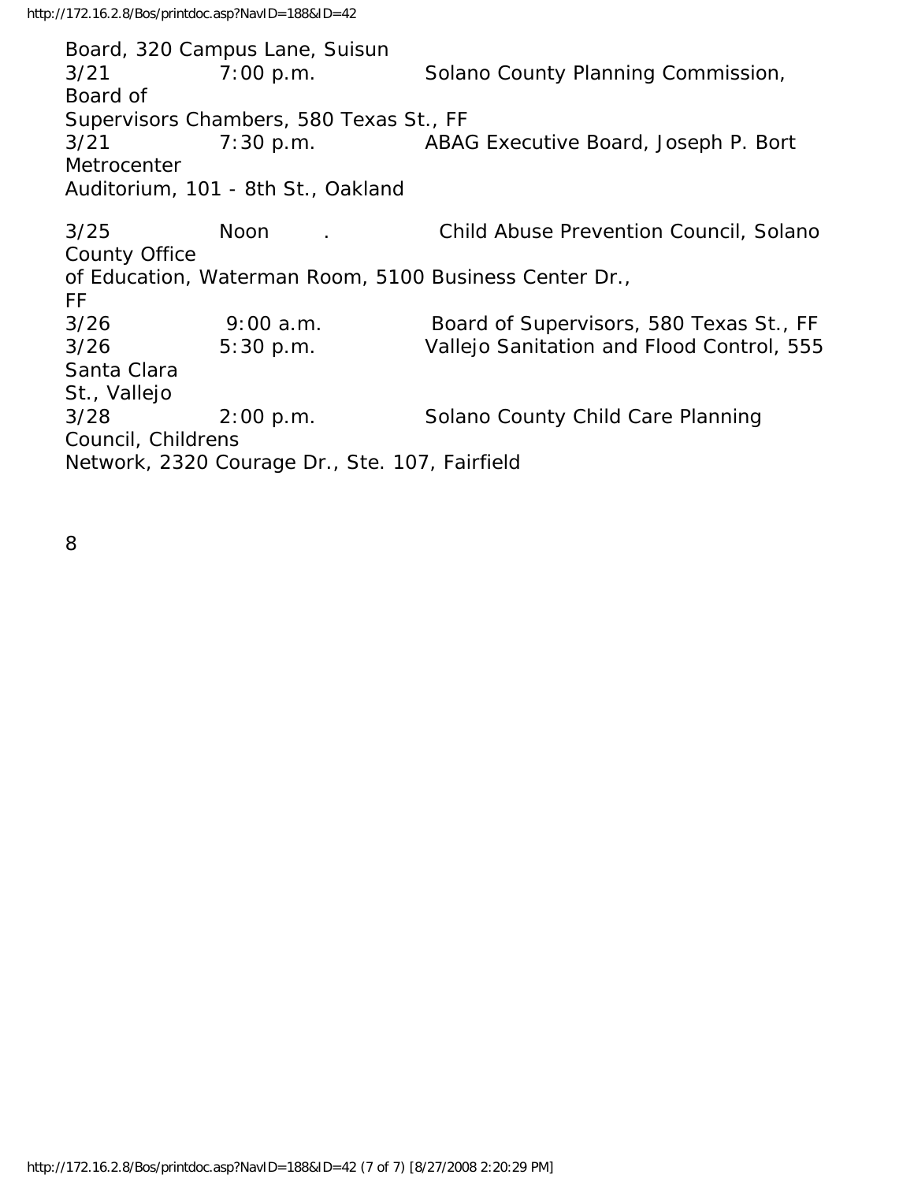Board, 320 Campus Lane, Suisun
3/21 7:00 p.m. Solano County Planning Commission, Board of
Supervisors Chambers, 580 Texas St., FF
3/21 7:30 p.m. ABAG Executive Board, Joseph P. Bort Metrocenter
Auditorium, 101 - 8th St., Oakland

3/25 Noon . Child Abuse Prevention Council, Solano County Office
of Education, Waterman Room, 5100 Business Center Dr., FF
3/26 9:00 a.m. Board of Supervisors, 580 Texas St., FF
3/26 5:30 p.m. Vallejo Sanitation and Flood Control, 555 Santa Clara
St., Vallejo
3/28 2:00 p.m. Solano County Child Care Planning Council, Childrens
Network, 2320 Courage Dr., Ste. 107, Fairfield